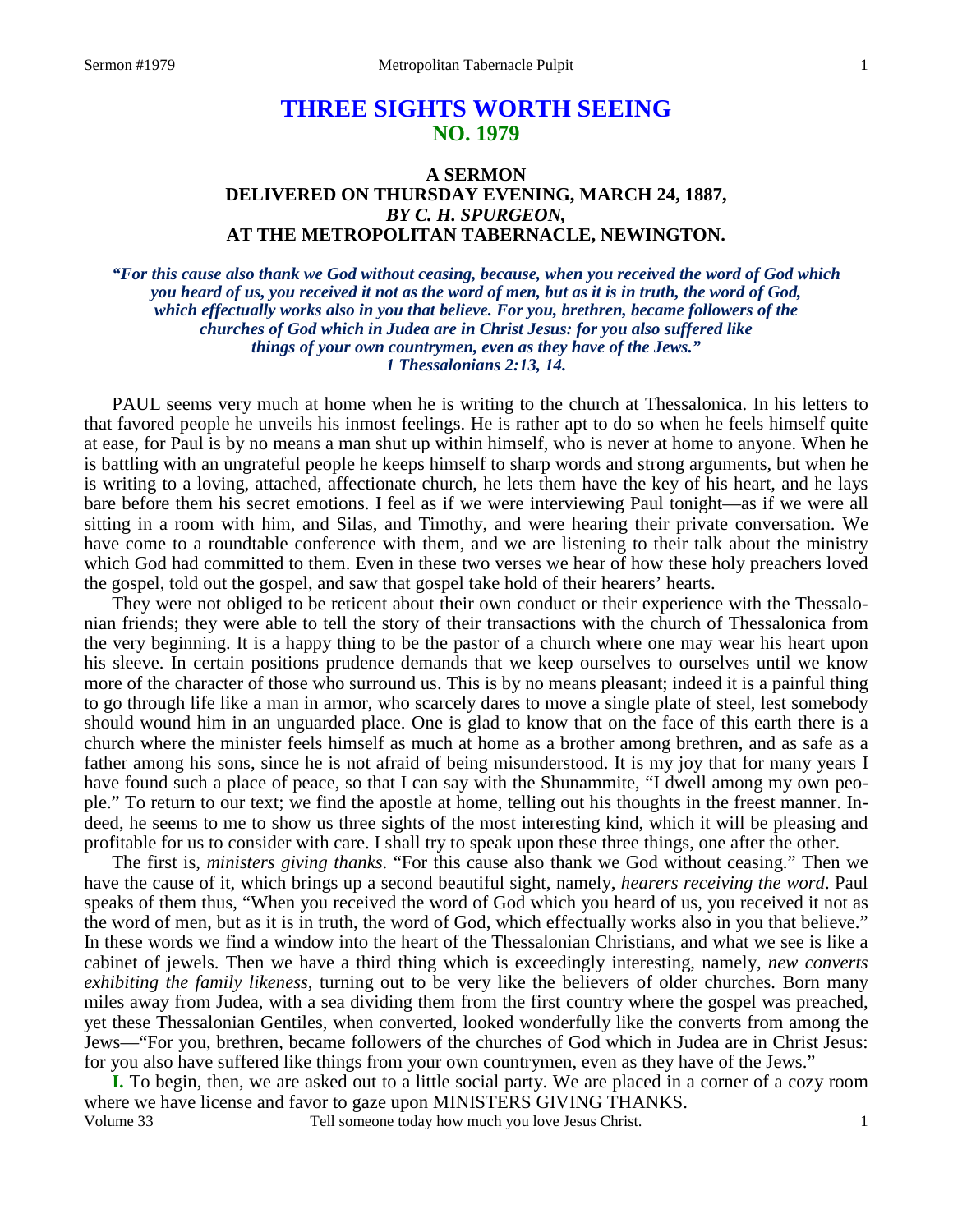# THREE SIGHTS WORTH SEEING
## NO. 1979

### A SERMON
### DELIVERED ON THURSDAY EVENING, MARCH 24, 1887,
### *BY C. H. SPURGEON,*
### AT THE METROPOLITAN TABERNACLE, NEWINGTON.

***"For this cause also thank we God without ceasing, because, when you received the word of God which you heard of us, you received it not as the word of men, but as it is in truth, the word of God, which effectually works also in you that believe. For you, brethren, became followers of the churches of God which in Judea are in Christ Jesus: for you also suffered like things of your own countrymen, even as they have of the Jews." 1 Thessalonians 2:13, 14.***

PAUL seems very much at home when he is writing to the church at Thessalonica. In his letters to that favored people he unveils his inmost feelings. He is rather apt to do so when he feels himself quite at ease, for Paul is by no means a man shut up within himself, who is never at home to anyone. When he is battling with an ungrateful people he keeps himself to sharp words and strong arguments, but when he is writing to a loving, attached, affectionate church, he lets them have the key of his heart, and he lays bare before them his secret emotions. I feel as if we were interviewing Paul tonight—as if we were all sitting in a room with him, and Silas, and Timothy, and were hearing their private conversation. We have come to a roundtable conference with them, and we are listening to their talk about the ministry which God had committed to them. Even in these two verses we hear of how these holy preachers loved the gospel, told out the gospel, and saw that gospel take hold of their hearers' hearts.

They were not obliged to be reticent about their own conduct or their experience with the Thessalonian friends; they were able to tell the story of their transactions with the church of Thessalonica from the very beginning. It is a happy thing to be the pastor of a church where one may wear his heart upon his sleeve. In certain positions prudence demands that we keep ourselves to ourselves until we know more of the character of those who surround us. This is by no means pleasant; indeed it is a painful thing to go through life like a man in armor, who scarcely dares to move a single plate of steel, lest somebody should wound him in an unguarded place. One is glad to know that on the face of this earth there is a church where the minister feels himself as much at home as a brother among brethren, and as safe as a father among his sons, since he is not afraid of being misunderstood. It is my joy that for many years I have found such a place of peace, so that I can say with the Shunammite, "I dwell among my own people." To return to our text; we find the apostle at home, telling out his thoughts in the freest manner. Indeed, he seems to me to show us three sights of the most interesting kind, which it will be pleasing and profitable for us to consider with care. I shall try to speak upon these three things, one after the other.

The first is, *ministers giving thanks*. "For this cause also thank we God without ceasing." Then we have the cause of it, which brings up a second beautiful sight, namely, *hearers receiving the word*. Paul speaks of them thus, "When you received the word of God which you heard of us, you received it not as the word of men, but as it is in truth, the word of God, which effectually works also in you that believe." In these words we find a window into the heart of the Thessalonian Christians, and what we see is like a cabinet of jewels. Then we have a third thing which is exceedingly interesting, namely, *new converts exhibiting the family likeness,* turning out to be very like the believers of older churches. Born many miles away from Judea, with a sea dividing them from the first country where the gospel was preached, yet these Thessalonian Gentiles, when converted, looked wonderfully like the converts from among the Jews—"For you, brethren, became followers of the churches of God which in Judea are in Christ Jesus: for you also have suffered like things from your own countrymen, even as they have of the Jews."

**I.** To begin, then, we are asked out to a little social party. We are placed in a corner of a cozy room where we have license and favor to gaze upon MINISTERS GIVING THANKS.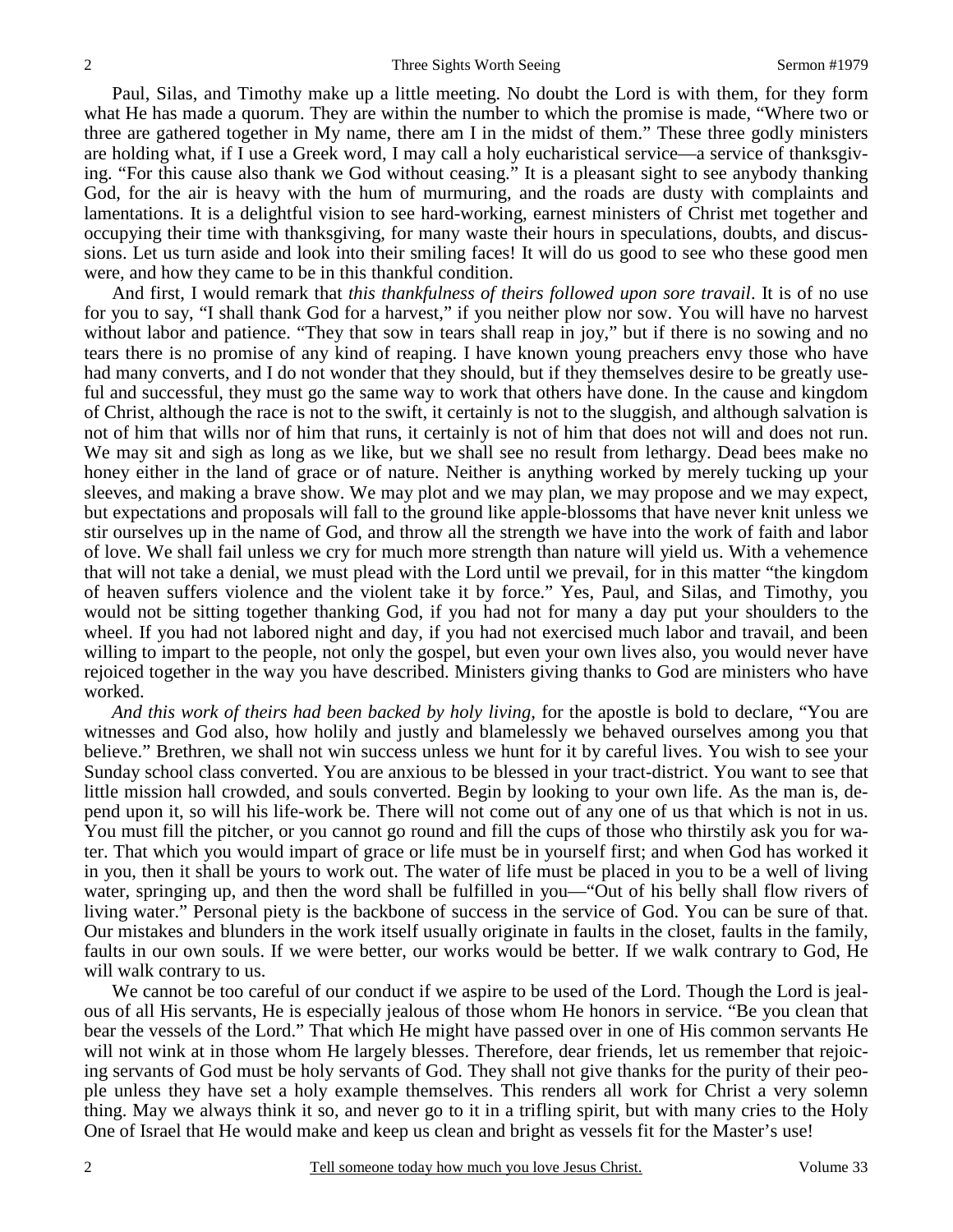Paul, Silas, and Timothy make up a little meeting. No doubt the Lord is with them, for they form what He has made a quorum. They are within the number to which the promise is made, "Where two or three are gathered together in My name, there am I in the midst of them." These three godly ministers are holding what, if I use a Greek word, I may call a holy eucharistical service—a service of thanksgiving. "For this cause also thank we God without ceasing." It is a pleasant sight to see anybody thanking God, for the air is heavy with the hum of murmuring, and the roads are dusty with complaints and lamentations. It is a delightful vision to see hard-working, earnest ministers of Christ met together and occupying their time with thanksgiving, for many waste their hours in speculations, doubts, and discussions. Let us turn aside and look into their smiling faces! It will do us good to see who these good men were, and how they came to be in this thankful condition.

And first, I would remark that *this thankfulness of theirs followed upon sore travail*. It is of no use for you to say, "I shall thank God for a harvest," if you neither plow nor sow. You will have no harvest without labor and patience. "They that sow in tears shall reap in joy," but if there is no sowing and no tears there is no promise of any kind of reaping. I have known young preachers envy those who have had many converts, and I do not wonder that they should, but if they themselves desire to be greatly useful and successful, they must go the same way to work that others have done. In the cause and kingdom of Christ, although the race is not to the swift, it certainly is not to the sluggish, and although salvation is not of him that wills nor of him that runs, it certainly is not of him that does not will and does not run. We may sit and sigh as long as we like, but we shall see no result from lethargy. Dead bees make no honey either in the land of grace or of nature. Neither is anything worked by merely tucking up your sleeves, and making a brave show. We may plot and we may plan, we may propose and we may expect, but expectations and proposals will fall to the ground like apple-blossoms that have never knit unless we stir ourselves up in the name of God, and throw all the strength we have into the work of faith and labor of love. We shall fail unless we cry for much more strength than nature will yield us. With a vehemence that will not take a denial, we must plead with the Lord until we prevail, for in this matter "the kingdom of heaven suffers violence and the violent take it by force." Yes, Paul, and Silas, and Timothy, you would not be sitting together thanking God, if you had not for many a day put your shoulders to the wheel. If you had not labored night and day, if you had not exercised much labor and travail, and been willing to impart to the people, not only the gospel, but even your own lives also, you would never have rejoiced together in the way you have described. Ministers giving thanks to God are ministers who have worked.

*And this work of theirs had been backed by holy living*, for the apostle is bold to declare, "You are witnesses and God also, how holily and justly and blamelessly we behaved ourselves among you that believe." Brethren, we shall not win success unless we hunt for it by careful lives. You wish to see your Sunday school class converted. You are anxious to be blessed in your tract-district. You want to see that little mission hall crowded, and souls converted. Begin by looking to your own life. As the man is, depend upon it, so will his life-work be. There will not come out of any one of us that which is not in us. You must fill the pitcher, or you cannot go round and fill the cups of those who thirstily ask you for water. That which you would impart of grace or life must be in yourself first; and when God has worked it in you, then it shall be yours to work out. The water of life must be placed in you to be a well of living water, springing up, and then the word shall be fulfilled in you—"Out of his belly shall flow rivers of living water." Personal piety is the backbone of success in the service of God. You can be sure of that. Our mistakes and blunders in the work itself usually originate in faults in the closet, faults in the family, faults in our own souls. If we were better, our works would be better. If we walk contrary to God, He will walk contrary to us.

We cannot be too careful of our conduct if we aspire to be used of the Lord. Though the Lord is jealous of all His servants, He is especially jealous of those whom He honors in service. "Be you clean that bear the vessels of the Lord." That which He might have passed over in one of His common servants He will not wink at in those whom He largely blesses. Therefore, dear friends, let us remember that rejoicing servants of God must be holy servants of God. They shall not give thanks for the purity of their people unless they have set a holy example themselves. This renders all work for Christ a very solemn thing. May we always think it so, and never go to it in a trifling spirit, but with many cries to the Holy One of Israel that He would make and keep us clean and bright as vessels fit for the Master's use!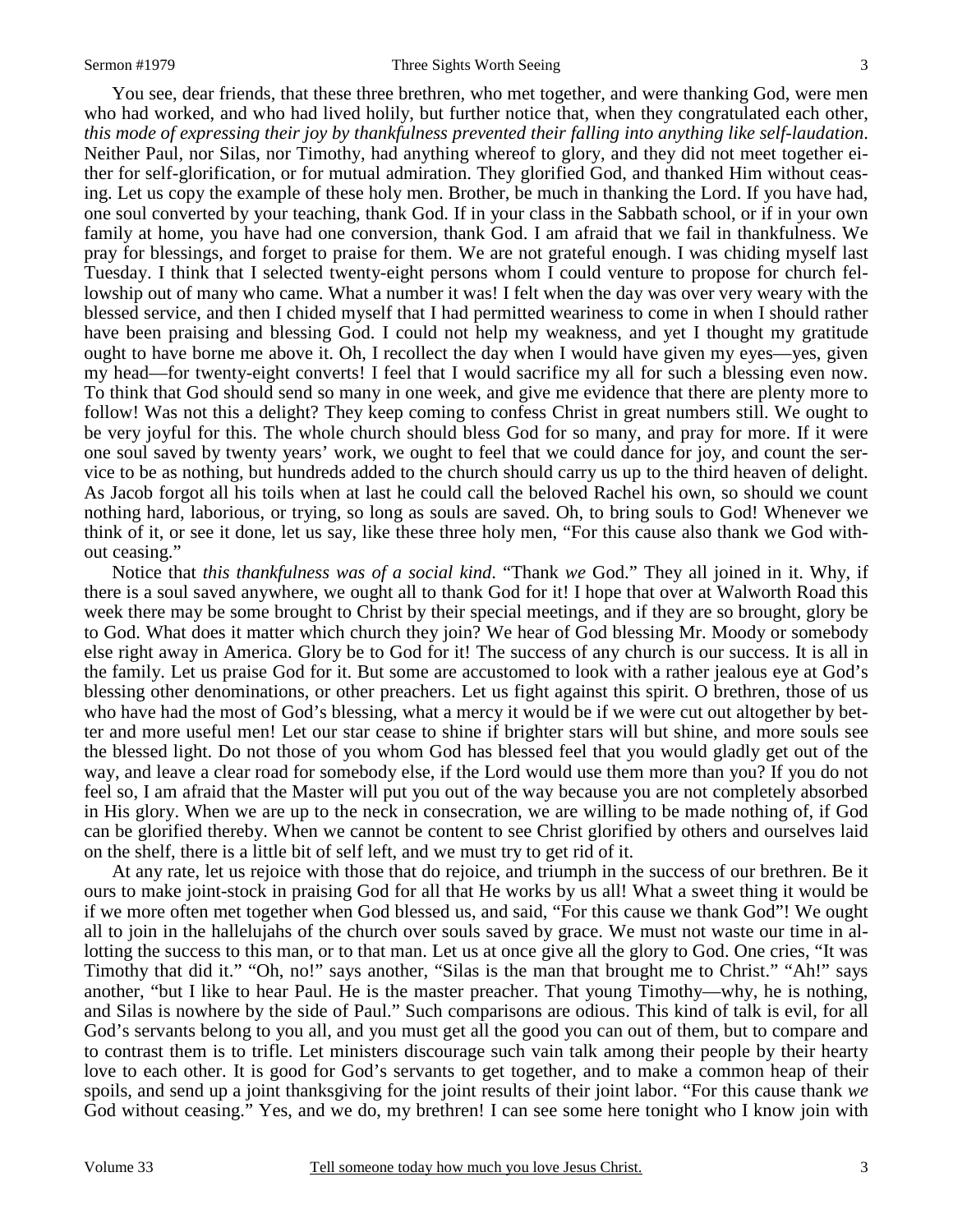You see, dear friends, that these three brethren, who met together, and were thanking God, were men who had worked, and who had lived holily, but further notice that, when they congratulated each other, *this mode of expressing their joy by thankfulness prevented their falling into anything like self-laudation*. Neither Paul, nor Silas, nor Timothy, had anything whereof to glory, and they did not meet together either for self-glorification, or for mutual admiration. They glorified God, and thanked Him without ceasing. Let us copy the example of these holy men. Brother, be much in thanking the Lord. If you have had, one soul converted by your teaching, thank God. If in your class in the Sabbath school, or if in your own family at home, you have had one conversion, thank God. I am afraid that we fail in thankfulness. We pray for blessings, and forget to praise for them. We are not grateful enough. I was chiding myself last Tuesday. I think that I selected twenty-eight persons whom I could venture to propose for church fellowship out of many who came. What a number it was! I felt when the day was over very weary with the blessed service, and then I chided myself that I had permitted weariness to come in when I should rather have been praising and blessing God. I could not help my weakness, and yet I thought my gratitude ought to have borne me above it. Oh, I recollect the day when I would have given my eyes—yes, given my head—for twenty-eight converts! I feel that I would sacrifice my all for such a blessing even now. To think that God should send so many in one week, and give me evidence that there are plenty more to follow! Was not this a delight? They keep coming to confess Christ in great numbers still. We ought to be very joyful for this. The whole church should bless God for so many, and pray for more. If it were one soul saved by twenty years' work, we ought to feel that we could dance for joy, and count the service to be as nothing, but hundreds added to the church should carry us up to the third heaven of delight. As Jacob forgot all his toils when at last he could call the beloved Rachel his own, so should we count nothing hard, laborious, or trying, so long as souls are saved. Oh, to bring souls to God! Whenever we think of it, or see it done, let us say, like these three holy men, "For this cause also thank we God without ceasing."

Notice that *this thankfulness was of a social kind*. "Thank *we* God." They all joined in it. Why, if there is a soul saved anywhere, we ought all to thank God for it! I hope that over at Walworth Road this week there may be some brought to Christ by their special meetings, and if they are so brought, glory be to God. What does it matter which church they join? We hear of God blessing Mr. Moody or somebody else right away in America. Glory be to God for it! The success of any church is our success. It is all in the family. Let us praise God for it. But some are accustomed to look with a rather jealous eye at God's blessing other denominations, or other preachers. Let us fight against this spirit. O brethren, those of us who have had the most of God's blessing, what a mercy it would be if we were cut out altogether by better and more useful men! Let our star cease to shine if brighter stars will but shine, and more souls see the blessed light. Do not those of you whom God has blessed feel that you would gladly get out of the way, and leave a clear road for somebody else, if the Lord would use them more than you? If you do not feel so, I am afraid that the Master will put you out of the way because you are not completely absorbed in His glory. When we are up to the neck in consecration, we are willing to be made nothing of, if God can be glorified thereby. When we cannot be content to see Christ glorified by others and ourselves laid on the shelf, there is a little bit of self left, and we must try to get rid of it.

At any rate, let us rejoice with those that do rejoice, and triumph in the success of our brethren. Be it ours to make joint-stock in praising God for all that He works by us all! What a sweet thing it would be if we more often met together when God blessed us, and said, "For this cause we thank God"! We ought all to join in the hallelujahs of the church over souls saved by grace. We must not waste our time in allotting the success to this man, or to that man. Let us at once give all the glory to God. One cries, "It was Timothy that did it." "Oh, no!" says another, "Silas is the man that brought me to Christ." "Ah!" says another, "but I like to hear Paul. He is the master preacher. That young Timothy—why, he is nothing, and Silas is nowhere by the side of Paul." Such comparisons are odious. This kind of talk is evil, for all God's servants belong to you all, and you must get all the good you can out of them, but to compare and to contrast them is to trifle. Let ministers discourage such vain talk among their people by their hearty love to each other. It is good for God's servants to get together, and to make a common heap of their spoils, and send up a joint thanksgiving for the joint results of their joint labor. "For this cause thank *we* God without ceasing." Yes, and we do, my brethren! I can see some here tonight who I know join with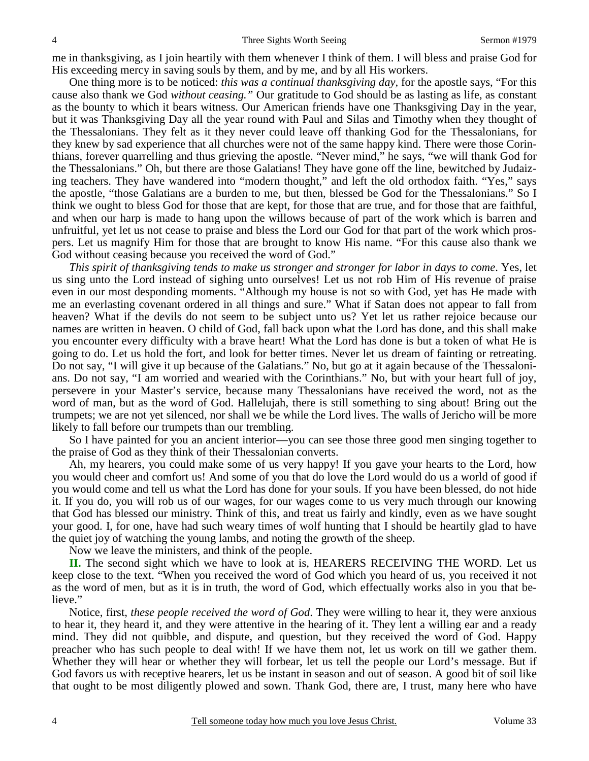me in thanksgiving, as I join heartily with them whenever I think of them. I will bless and praise God for His exceeding mercy in saving souls by them, and by me, and by all His workers.

One thing more is to be noticed: *this was a continual thanksgiving day*, for the apostle says, "For this cause also thank we God *without ceasing."* Our gratitude to God should be as lasting as life, as constant as the bounty to which it bears witness. Our American friends have one Thanksgiving Day in the year, but it was Thanksgiving Day all the year round with Paul and Silas and Timothy when they thought of the Thessalonians. They felt as it they never could leave off thanking God for the Thessalonians, for they knew by sad experience that all churches were not of the same happy kind. There were those Corinthians, forever quarrelling and thus grieving the apostle. "Never mind," he says, "we will thank God for the Thessalonians." Oh, but there are those Galatians! They have gone off the line, bewitched by Judaizing teachers. They have wandered into "modern thought," and left the old orthodox faith. "Yes," says the apostle, "those Galatians are a burden to me, but then, blessed be God for the Thessalonians." So I think we ought to bless God for those that are kept, for those that are true, and for those that are faithful, and when our harp is made to hang upon the willows because of part of the work which is barren and unfruitful, yet let us not cease to praise and bless the Lord our God for that part of the work which prospers. Let us magnify Him for those that are brought to know His name. "For this cause also thank we God without ceasing because you received the word of God."

*This spirit of thanksgiving tends to make us stronger and stronger for labor in days to come*. Yes, let us sing unto the Lord instead of sighing unto ourselves! Let us not rob Him of His revenue of praise even in our most desponding moments. "Although my house is not so with God, yet has He made with me an everlasting covenant ordered in all things and sure." What if Satan does not appear to fall from heaven? What if the devils do not seem to be subject unto us? Yet let us rather rejoice because our names are written in heaven. O child of God, fall back upon what the Lord has done, and this shall make you encounter every difficulty with a brave heart! What the Lord has done is but a token of what He is going to do. Let us hold the fort, and look for better times. Never let us dream of fainting or retreating. Do not say, "I will give it up because of the Galatians." No, but go at it again because of the Thessalonians. Do not say, "I am worried and wearied with the Corinthians." No, but with your heart full of joy, persevere in your Master's service, because many Thessalonians have received the word, not as the word of man, but as the word of God. Hallelujah, there is still something to sing about! Bring out the trumpets; we are not yet silenced, nor shall we be while the Lord lives. The walls of Jericho will be more likely to fall before our trumpets than our trembling.

So I have painted for you an ancient interior—you can see those three good men singing together to the praise of God as they think of their Thessalonian converts.

Ah, my hearers, you could make some of us very happy! If you gave your hearts to the Lord, how you would cheer and comfort us! And some of you that do love the Lord would do us a world of good if you would come and tell us what the Lord has done for your souls. If you have been blessed, do not hide it. If you do, you will rob us of our wages, for our wages come to us very much through our knowing that God has blessed our ministry. Think of this, and treat us fairly and kindly, even as we have sought your good. I, for one, have had such weary times of wolf hunting that I should be heartily glad to have the quiet joy of watching the young lambs, and noting the growth of the sheep.

Now we leave the ministers, and think of the people.

**II.** The second sight which we have to look at is, HEARERS RECEIVING THE WORD. Let us keep close to the text. "When you received the word of God which you heard of us, you received it not as the word of men, but as it is in truth, the word of God, which effectually works also in you that believe."

Notice, first, *these people received the word of God*. They were willing to hear it, they were anxious to hear it, they heard it, and they were attentive in the hearing of it. They lent a willing ear and a ready mind. They did not quibble, and dispute, and question, but they received the word of God. Happy preacher who has such people to deal with! If we have them not, let us work on till we gather them. Whether they will hear or whether they will forbear, let us tell the people our Lord's message. But if God favors us with receptive hearers, let us be instant in season and out of season. A good bit of soil like that ought to be most diligently plowed and sown. Thank God, there are, I trust, many here who have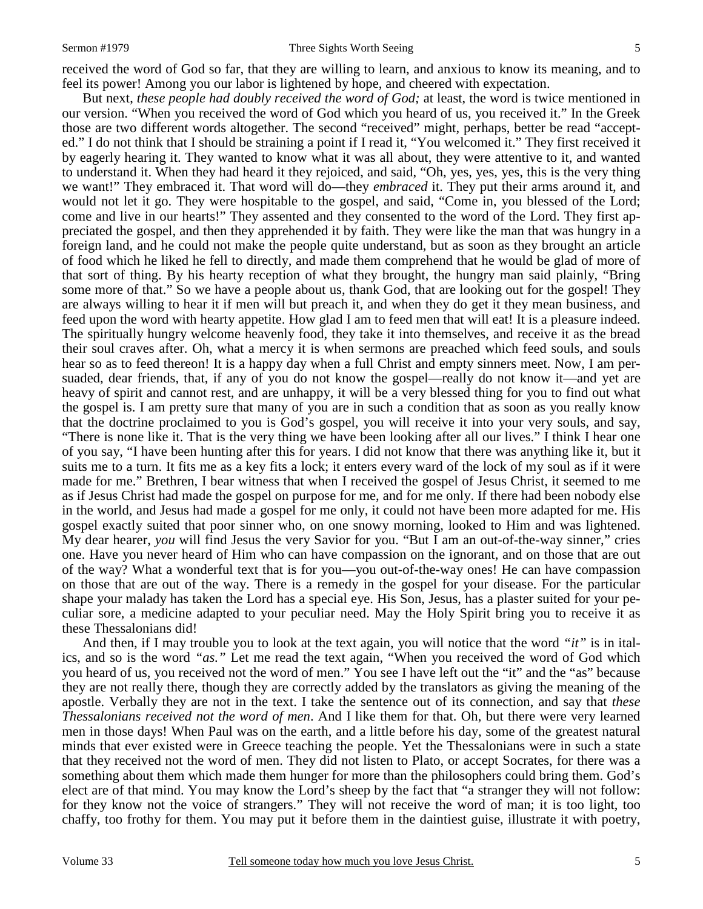received the word of God so far, that they are willing to learn, and anxious to know its meaning, and to feel its power! Among you our labor is lightened by hope, and cheered with expectation.

But next, *these people had doubly received the word of God;* at least, the word is twice mentioned in our version. "When you received the word of God which you heard of us, you received it." In the Greek those are two different words altogether. The second "received" might, perhaps, better be read "accepted." I do not think that I should be straining a point if I read it, "You welcomed it." They first received it by eagerly hearing it. They wanted to know what it was all about, they were attentive to it, and wanted to understand it. When they had heard it they rejoiced, and said, "Oh, yes, yes, yes, this is the very thing we want!" They embraced it. That word will do—they *embraced* it. They put their arms around it, and would not let it go. They were hospitable to the gospel, and said, "Come in, you blessed of the Lord; come and live in our hearts!" They assented and they consented to the word of the Lord. They first appreciated the gospel, and then they apprehended it by faith. They were like the man that was hungry in a foreign land, and he could not make the people quite understand, but as soon as they brought an article of food which he liked he fell to directly, and made them comprehend that he would be glad of more of that sort of thing. By his hearty reception of what they brought, the hungry man said plainly, "Bring some more of that." So we have a people about us, thank God, that are looking out for the gospel! They are always willing to hear it if men will but preach it, and when they do get it they mean business, and feed upon the word with hearty appetite. How glad I am to feed men that will eat! It is a pleasure indeed. The spiritually hungry welcome heavenly food, they take it into themselves, and receive it as the bread their soul craves after. Oh, what a mercy it is when sermons are preached which feed souls, and souls hear so as to feed thereon! It is a happy day when a full Christ and empty sinners meet. Now, I am persuaded, dear friends, that, if any of you do not know the gospel—really do not know it—and yet are heavy of spirit and cannot rest, and are unhappy, it will be a very blessed thing for you to find out what the gospel is. I am pretty sure that many of you are in such a condition that as soon as you really know that the doctrine proclaimed to you is God's gospel, you will receive it into your very souls, and say, "There is none like it. That is the very thing we have been looking after all our lives." I think I hear one of you say, "I have been hunting after this for years. I did not know that there was anything like it, but it suits me to a turn. It fits me as a key fits a lock; it enters every ward of the lock of my soul as if it were made for me." Brethren, I bear witness that when I received the gospel of Jesus Christ, it seemed to me as if Jesus Christ had made the gospel on purpose for me, and for me only. If there had been nobody else in the world, and Jesus had made a gospel for me only, it could not have been more adapted for me. His gospel exactly suited that poor sinner who, on one snowy morning, looked to Him and was lightened. My dear hearer, *you* will find Jesus the very Savior for you. "But I am an out-of-the-way sinner," cries one. Have you never heard of Him who can have compassion on the ignorant, and on those that are out of the way? What a wonderful text that is for you—you out-of-the-way ones! He can have compassion on those that are out of the way. There is a remedy in the gospel for your disease. For the particular shape your malady has taken the Lord has a special eye. His Son, Jesus, has a plaster suited for your peculiar sore, a medicine adapted to your peculiar need. May the Holy Spirit bring you to receive it as these Thessalonians did!

And then, if I may trouble you to look at the text again, you will notice that the word *"it"* is in italics, and so is the word *"as."* Let me read the text again, "When you received the word of God which you heard of us, you received not the word of men." You see I have left out the "it" and the "as" because they are not really there, though they are correctly added by the translators as giving the meaning of the apostle. Verbally they are not in the text. I take the sentence out of its connection, and say that *these Thessalonians received not the word of men*. And I like them for that. Oh, but there were very learned men in those days! When Paul was on the earth, and a little before his day, some of the greatest natural minds that ever existed were in Greece teaching the people. Yet the Thessalonians were in such a state that they received not the word of men. They did not listen to Plato, or accept Socrates, for there was a something about them which made them hunger for more than the philosophers could bring them. God's elect are of that mind. You may know the Lord's sheep by the fact that "a stranger they will not follow: for they know not the voice of strangers." They will not receive the word of man; it is too light, too chaffy, too frothy for them. You may put it before them in the daintiest guise, illustrate it with poetry,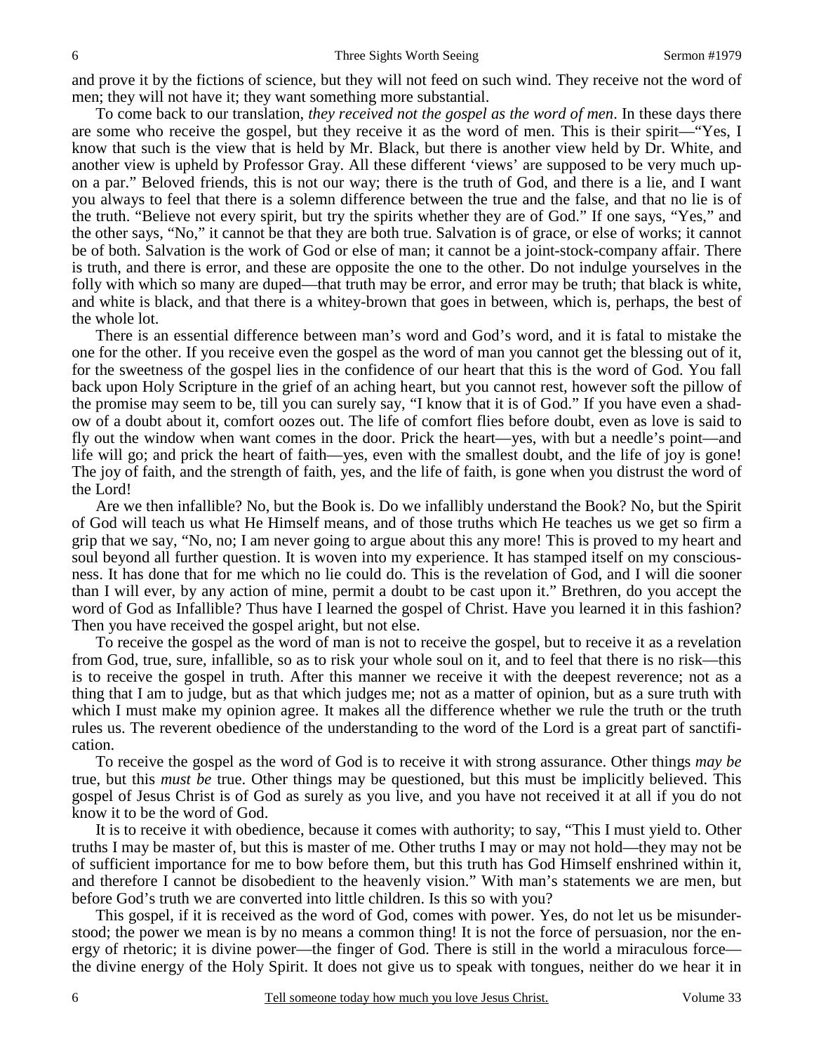and prove it by the fictions of science, but they will not feed on such wind. They receive not the word of men; they will not have it; they want something more substantial.

To come back to our translation, *they received not the gospel as the word of men*. In these days there are some who receive the gospel, but they receive it as the word of men. This is their spirit—"Yes, I know that such is the view that is held by Mr. Black, but there is another view held by Dr. White, and another view is upheld by Professor Gray. All these different 'views' are supposed to be very much upon a par." Beloved friends, this is not our way; there is the truth of God, and there is a lie, and I want you always to feel that there is a solemn difference between the true and the false, and that no lie is of the truth. "Believe not every spirit, but try the spirits whether they are of God." If one says, "Yes," and the other says, "No," it cannot be that they are both true. Salvation is of grace, or else of works; it cannot be of both. Salvation is the work of God or else of man; it cannot be a joint-stock-company affair. There is truth, and there is error, and these are opposite the one to the other. Do not indulge yourselves in the folly with which so many are duped—that truth may be error, and error may be truth; that black is white, and white is black, and that there is a whitey-brown that goes in between, which is, perhaps, the best of the whole lot.

There is an essential difference between man's word and God's word, and it is fatal to mistake the one for the other. If you receive even the gospel as the word of man you cannot get the blessing out of it, for the sweetness of the gospel lies in the confidence of our heart that this is the word of God. You fall back upon Holy Scripture in the grief of an aching heart, but you cannot rest, however soft the pillow of the promise may seem to be, till you can surely say, "I know that it is of God." If you have even a shadow of a doubt about it, comfort oozes out. The life of comfort flies before doubt, even as love is said to fly out the window when want comes in the door. Prick the heart—yes, with but a needle's point—and life will go; and prick the heart of faith—yes, even with the smallest doubt, and the life of joy is gone! The joy of faith, and the strength of faith, yes, and the life of faith, is gone when you distrust the word of the Lord!

Are we then infallible? No, but the Book is. Do we infallibly understand the Book? No, but the Spirit of God will teach us what He Himself means, and of those truths which He teaches us we get so firm a grip that we say, "No, no; I am never going to argue about this any more! This is proved to my heart and soul beyond all further question. It is woven into my experience. It has stamped itself on my consciousness. It has done that for me which no lie could do. This is the revelation of God, and I will die sooner than I will ever, by any action of mine, permit a doubt to be cast upon it." Brethren, do you accept the word of God as Infallible? Thus have I learned the gospel of Christ. Have you learned it in this fashion? Then you have received the gospel aright, but not else.

To receive the gospel as the word of man is not to receive the gospel, but to receive it as a revelation from God, true, sure, infallible, so as to risk your whole soul on it, and to feel that there is no risk—this is to receive the gospel in truth. After this manner we receive it with the deepest reverence; not as a thing that I am to judge, but as that which judges me; not as a matter of opinion, but as a sure truth with which I must make my opinion agree. It makes all the difference whether we rule the truth or the truth rules us. The reverent obedience of the understanding to the word of the Lord is a great part of sanctification.

To receive the gospel as the word of God is to receive it with strong assurance. Other things *may be* true, but this *must be* true. Other things may be questioned, but this must be implicitly believed. This gospel of Jesus Christ is of God as surely as you live, and you have not received it at all if you do not know it to be the word of God.

It is to receive it with obedience, because it comes with authority; to say, "This I must yield to. Other truths I may be master of, but this is master of me. Other truths I may or may not hold—they may not be of sufficient importance for me to bow before them, but this truth has God Himself enshrined within it, and therefore I cannot be disobedient to the heavenly vision." With man's statements we are men, but before God's truth we are converted into little children. Is this so with you?

This gospel, if it is received as the word of God, comes with power. Yes, do not let us be misunderstood; the power we mean is by no means a common thing! It is not the force of persuasion, nor the energy of rhetoric; it is divine power—the finger of God. There is still in the world a miraculous force—the divine energy of the Holy Spirit. It does not give us to speak with tongues, neither do we hear it in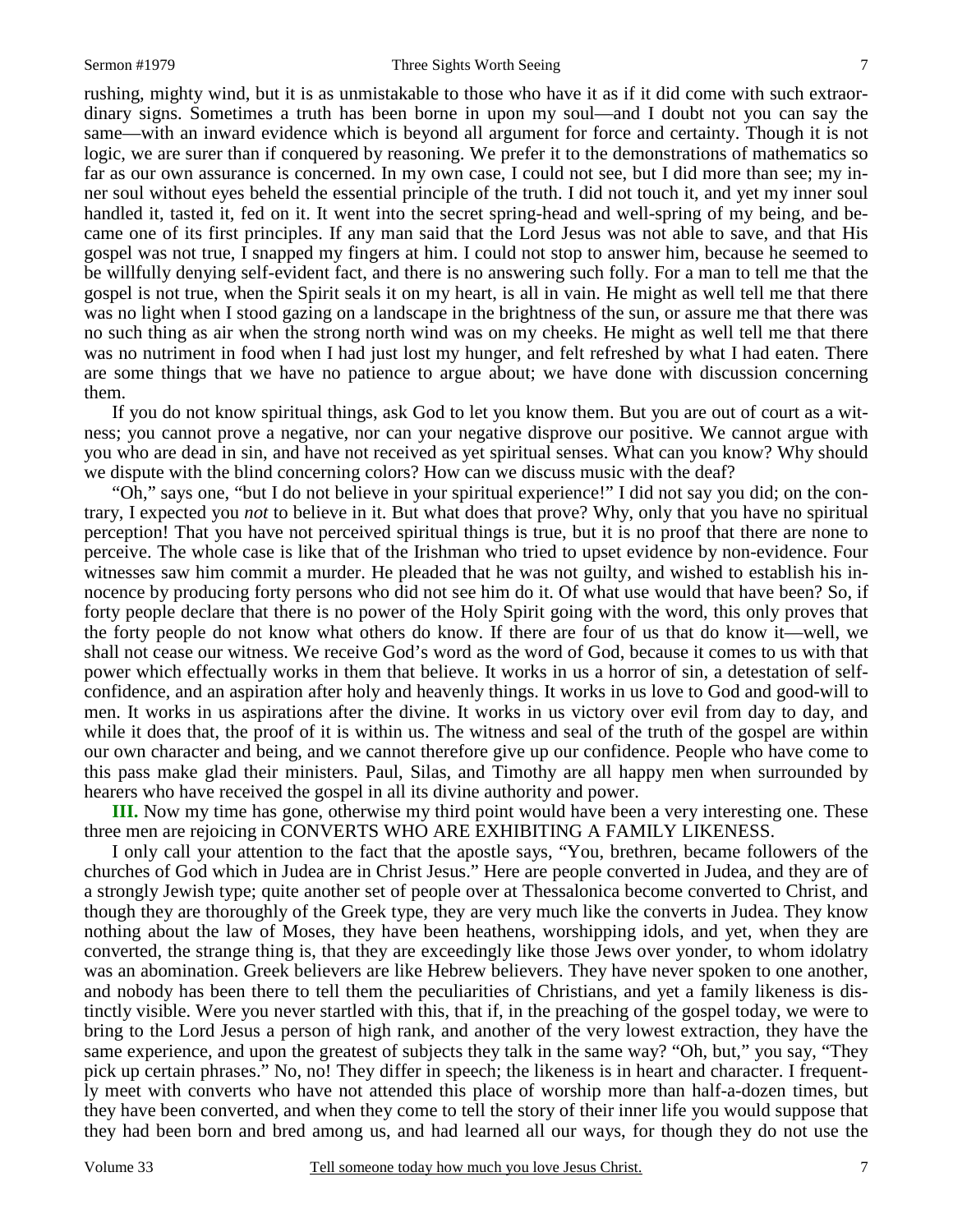rushing, mighty wind, but it is as unmistakable to those who have it as if it did come with such extraordinary signs. Sometimes a truth has been borne in upon my soul—and I doubt not you can say the same—with an inward evidence which is beyond all argument for force and certainty. Though it is not logic, we are surer than if conquered by reasoning. We prefer it to the demonstrations of mathematics so far as our own assurance is concerned. In my own case, I could not see, but I did more than see; my inner soul without eyes beheld the essential principle of the truth. I did not touch it, and yet my inner soul handled it, tasted it, fed on it. It went into the secret spring-head and well-spring of my being, and became one of its first principles. If any man said that the Lord Jesus was not able to save, and that His gospel was not true, I snapped my fingers at him. I could not stop to answer him, because he seemed to be willfully denying self-evident fact, and there is no answering such folly. For a man to tell me that the gospel is not true, when the Spirit seals it on my heart, is all in vain. He might as well tell me that there was no light when I stood gazing on a landscape in the brightness of the sun, or assure me that there was no such thing as air when the strong north wind was on my cheeks. He might as well tell me that there was no nutriment in food when I had just lost my hunger, and felt refreshed by what I had eaten. There are some things that we have no patience to argue about; we have done with discussion concerning them.

If you do not know spiritual things, ask God to let you know them. But you are out of court as a witness; you cannot prove a negative, nor can your negative disprove our positive. We cannot argue with you who are dead in sin, and have not received as yet spiritual senses. What can you know? Why should we dispute with the blind concerning colors? How can we discuss music with the deaf?

"Oh," says one, "but I do not believe in your spiritual experience!" I did not say you did; on the contrary, I expected you *not* to believe in it. But what does that prove? Why, only that you have no spiritual perception! That you have not perceived spiritual things is true, but it is no proof that there are none to perceive. The whole case is like that of the Irishman who tried to upset evidence by non-evidence. Four witnesses saw him commit a murder. He pleaded that he was not guilty, and wished to establish his innocence by producing forty persons who did not see him do it. Of what use would that have been? So, if forty people declare that there is no power of the Holy Spirit going with the word, this only proves that the forty people do not know what others do know. If there are four of us that do know it—well, we shall not cease our witness. We receive God's word as the word of God, because it comes to us with that power which effectually works in them that believe. It works in us a horror of sin, a detestation of self-confidence, and an aspiration after holy and heavenly things. It works in us love to God and good-will to men. It works in us aspirations after the divine. It works in us victory over evil from day to day, and while it does that, the proof of it is within us. The witness and seal of the truth of the gospel are within our own character and being, and we cannot therefore give up our confidence. People who have come to this pass make glad their ministers. Paul, Silas, and Timothy are all happy men when surrounded by hearers who have received the gospel in all its divine authority and power.

**III.** Now my time has gone, otherwise my third point would have been a very interesting one. These three men are rejoicing in CONVERTS WHO ARE EXHIBITING A FAMILY LIKENESS.

I only call your attention to the fact that the apostle says, "You, brethren, became followers of the churches of God which in Judea are in Christ Jesus." Here are people converted in Judea, and they are of a strongly Jewish type; quite another set of people over at Thessalonica become converted to Christ, and though they are thoroughly of the Greek type, they are very much like the converts in Judea. They know nothing about the law of Moses, they have been heathens, worshipping idols, and yet, when they are converted, the strange thing is, that they are exceedingly like those Jews over yonder, to whom idolatry was an abomination. Greek believers are like Hebrew believers. They have never spoken to one another, and nobody has been there to tell them the peculiarities of Christians, and yet a family likeness is distinctly visible. Were you never startled with this, that if, in the preaching of the gospel today, we were to bring to the Lord Jesus a person of high rank, and another of the very lowest extraction, they have the same experience, and upon the greatest of subjects they talk in the same way? "Oh, but," you say, "They pick up certain phrases." No, no! They differ in speech; the likeness is in heart and character. I frequently meet with converts who have not attended this place of worship more than half-a-dozen times, but they have been converted, and when they come to tell the story of their inner life you would suppose that they had been born and bred among us, and had learned all our ways, for though they do not use the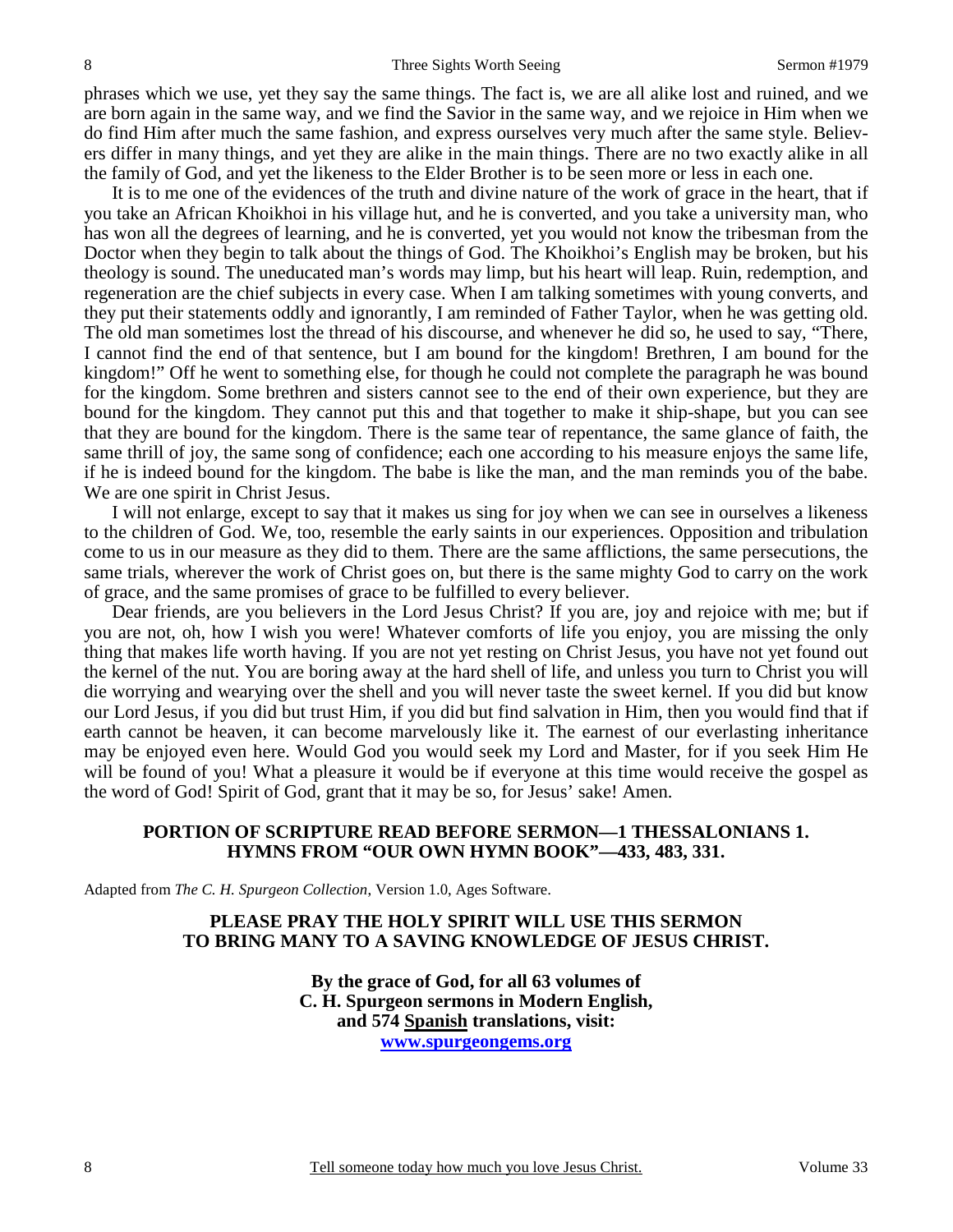phrases which we use, yet they say the same things. The fact is, we are all alike lost and ruined, and we are born again in the same way, and we find the Savior in the same way, and we rejoice in Him when we do find Him after much the same fashion, and express ourselves very much after the same style. Believers differ in many things, and yet they are alike in the main things. There are no two exactly alike in all the family of God, and yet the likeness to the Elder Brother is to be seen more or less in each one.

It is to me one of the evidences of the truth and divine nature of the work of grace in the heart, that if you take an African Khoikhoi in his village hut, and he is converted, and you take a university man, who has won all the degrees of learning, and he is converted, yet you would not know the tribesman from the Doctor when they begin to talk about the things of God. The Khoikhoi's English may be broken, but his theology is sound. The uneducated man's words may limp, but his heart will leap. Ruin, redemption, and regeneration are the chief subjects in every case. When I am talking sometimes with young converts, and they put their statements oddly and ignorantly, I am reminded of Father Taylor, when he was getting old. The old man sometimes lost the thread of his discourse, and whenever he did so, he used to say, "There, I cannot find the end of that sentence, but I am bound for the kingdom! Brethren, I am bound for the kingdom!" Off he went to something else, for though he could not complete the paragraph he was bound for the kingdom. Some brethren and sisters cannot see to the end of their own experience, but they are bound for the kingdom. They cannot put this and that together to make it ship-shape, but you can see that they are bound for the kingdom. There is the same tear of repentance, the same glance of faith, the same thrill of joy, the same song of confidence; each one according to his measure enjoys the same life, if he is indeed bound for the kingdom. The babe is like the man, and the man reminds you of the babe. We are one spirit in Christ Jesus.

I will not enlarge, except to say that it makes us sing for joy when we can see in ourselves a likeness to the children of God. We, too, resemble the early saints in our experiences. Opposition and tribulation come to us in our measure as they did to them. There are the same afflictions, the same persecutions, the same trials, wherever the work of Christ goes on, but there is the same mighty God to carry on the work of grace, and the same promises of grace to be fulfilled to every believer.

Dear friends, are you believers in the Lord Jesus Christ? If you are, joy and rejoice with me; but if you are not, oh, how I wish you were! Whatever comforts of life you enjoy, you are missing the only thing that makes life worth having. If you are not yet resting on Christ Jesus, you have not yet found out the kernel of the nut. You are boring away at the hard shell of life, and unless you turn to Christ you will die worrying and wearying over the shell and you will never taste the sweet kernel. If you did but know our Lord Jesus, if you did but trust Him, if you did but find salvation in Him, then you would find that if earth cannot be heaven, it can become marvelously like it. The earnest of our everlasting inheritance may be enjoyed even here. Would God you would seek my Lord and Master, for if you seek Him He will be found of you! What a pleasure it would be if everyone at this time would receive the gospel as the word of God! Spirit of God, grant that it may be so, for Jesus' sake! Amen.

**PORTION OF SCRIPTURE READ BEFORE SERMON—1 THESSALONIANS 1.**
**HYMNS FROM "OUR OWN HYMN BOOK"—433, 483, 331.**

Adapted from *The C. H. Spurgeon Collection*, Version 1.0, Ages Software.

**PLEASE PRAY THE HOLY SPIRIT WILL USE THIS SERMON TO BRING MANY TO A SAVING KNOWLEDGE OF JESUS CHRIST.**

**By the grace of God, for all 63 volumes of C. H. Spurgeon sermons in Modern English, and 574 Spanish translations, visit: www.spurgeongems.org**